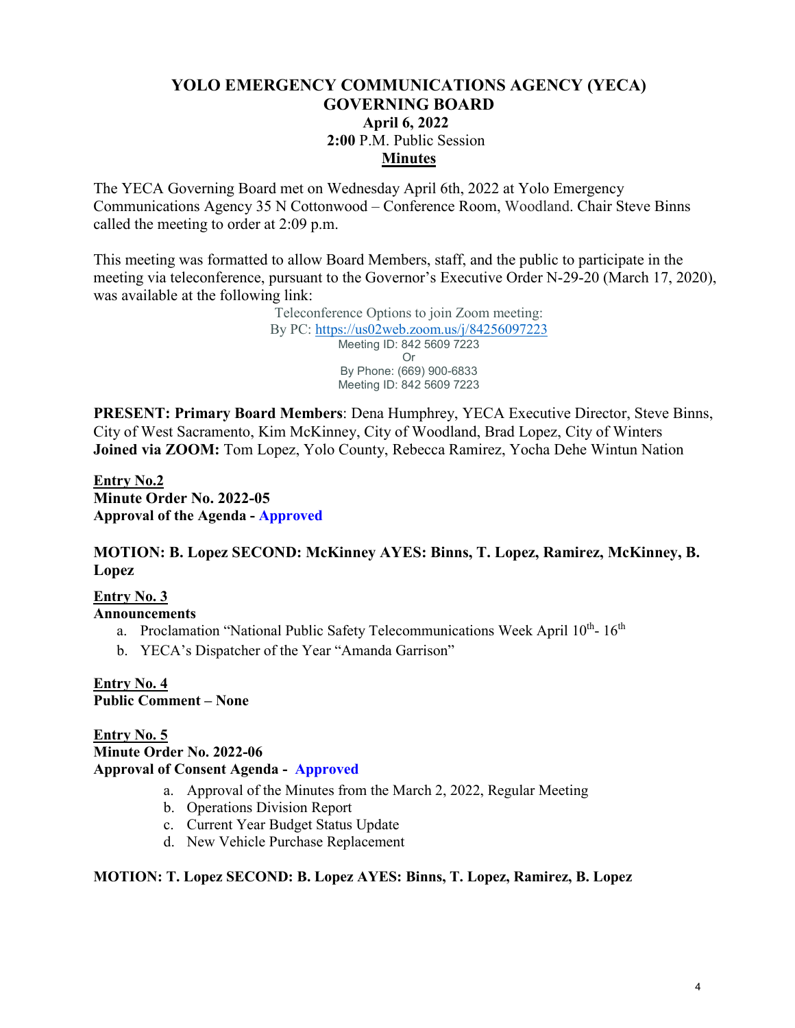# YOLO EMERGENCY COMMUNICATIONS AGENCY (YECA) GOVERNING BOARD

**April 6, 2022**

**2:00** P.M. Public Session

**Minutes**

The YECA Governing Board met on Wednesday April 6th, 2022 at Yolo Emergency Communications Agency 35 N Cottonwood – Conference Room, Woodland. Chair Steve Binns called the meeting to order at 2:09 p.m.

This meeting was formatted to allow Board Members, staff, and the public to participate in the meeting via teleconference, pursuant to the Governor's Executive Order N-29-20 (March 17, 2020), was available at the following link:

Teleconference Options to join Zoom meeting:
By PC: https://us02web.zoom.us/j/84256097223
Meeting ID: 842 5609 7223
Or
By Phone: (669) 900-6833
Meeting ID: 842 5609 7223

**PRESENT: Primary Board Members**: Dena Humphrey, YECA Executive Director, Steve Binns, City of West Sacramento, Kim McKinney, City of Woodland, Brad Lopez, City of Winters
**Joined via ZOOM:** Tom Lopez, Yolo County, Rebecca Ramirez, Yocha Dehe Wintun Nation

**Entry No.2**
**Minute Order No. 2022-05**
**Approval of the Agenda - Approved**

**MOTION: B. Lopez SECOND: McKinney AYES: Binns, T. Lopez, Ramirez, McKinney, B. Lopez**

**Entry No. 3**
**Announcements**

a. Proclamation "National Public Safety Telecommunications Week April 10th- 16th
b. YECA's Dispatcher of the Year "Amanda Garrison"

**Entry No. 4**
**Public Comment – None**

**Entry No. 5**
**Minute Order No. 2022-06**
**Approval of Consent Agenda - Approved**

a. Approval of the Minutes from the March 2, 2022, Regular Meeting
b. Operations Division Report
c. Current Year Budget Status Update
d. New Vehicle Purchase Replacement

**MOTION: T. Lopez SECOND: B. Lopez AYES: Binns, T. Lopez, Ramirez, B. Lopez**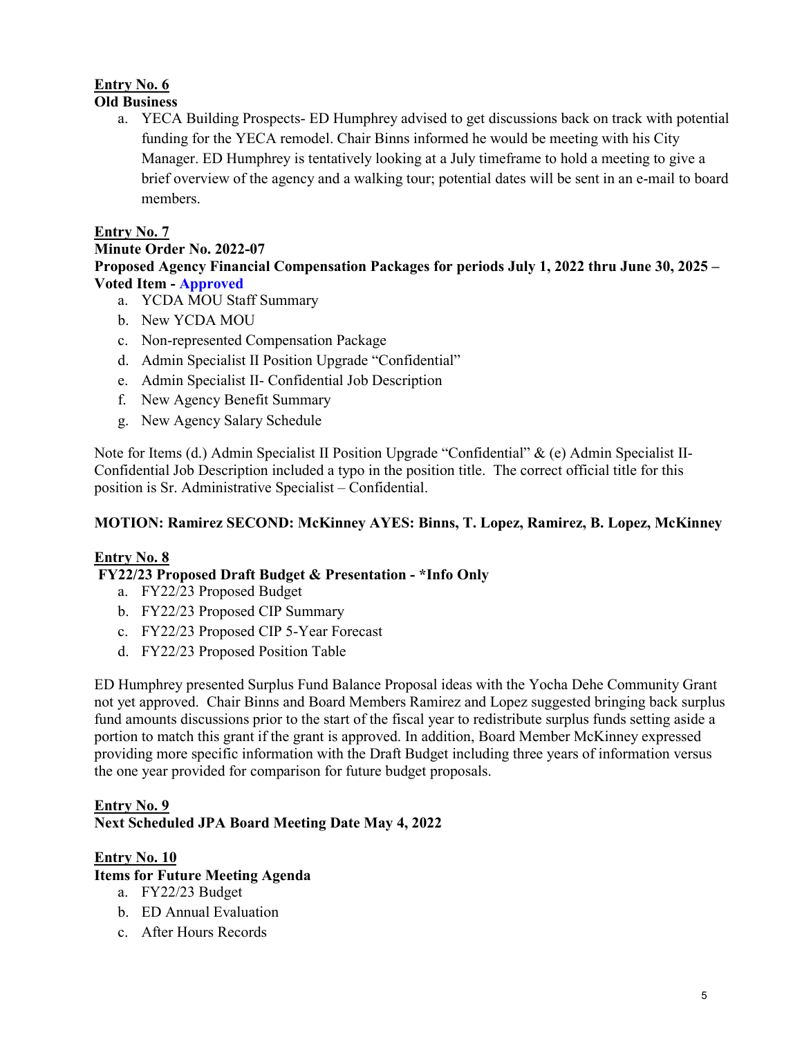**Entry No. 6**
**Old Business**

a. YECA Building Prospects- ED Humphrey advised to get discussions back on track with potential funding for the YECA remodel. Chair Binns informed he would be meeting with his City Manager. ED Humphrey is tentatively looking at a July timeframe to hold a meeting to give a brief overview of the agency and a walking tour; potential dates will be sent in an e-mail to board members.

**Entry No. 7**
**Minute Order No. 2022-07**
**Proposed Agency Financial Compensation Packages for periods July 1, 2022 thru June 30, 2025 – Voted Item - Approved**

a. YCDA MOU Staff Summary
b. New YCDA MOU
c. Non-represented Compensation Package
d. Admin Specialist II Position Upgrade "Confidential"
e. Admin Specialist II- Confidential Job Description
f. New Agency Benefit Summary
g. New Agency Salary Schedule

Note for Items (d.) Admin Specialist II Position Upgrade "Confidential" & (e) Admin Specialist II- Confidential Job Description included a typo in the position title. The correct official title for this position is Sr. Administrative Specialist – Confidential.

**MOTION: Ramirez SECOND: McKinney AYES: Binns, T. Lopez, Ramirez, B. Lopez, McKinney**

**Entry No. 8**
**FY22/23 Proposed Draft Budget & Presentation - *Info Only**

a. FY22/23 Proposed Budget
b. FY22/23 Proposed CIP Summary
c. FY22/23 Proposed CIP 5-Year Forecast
d. FY22/23 Proposed Position Table

ED Humphrey presented Surplus Fund Balance Proposal ideas with the Yocha Dehe Community Grant not yet approved. Chair Binns and Board Members Ramirez and Lopez suggested bringing back surplus fund amounts discussions prior to the start of the fiscal year to redistribute surplus funds setting aside a portion to match this grant if the grant is approved. In addition, Board Member McKinney expressed providing more specific information with the Draft Budget including three years of information versus the one year provided for comparison for future budget proposals.

**Entry No. 9**
**Next Scheduled JPA Board Meeting Date May 4, 2022**

**Entry No. 10**
**Items for Future Meeting Agenda**

a. FY22/23 Budget
b. ED Annual Evaluation
c. After Hours Records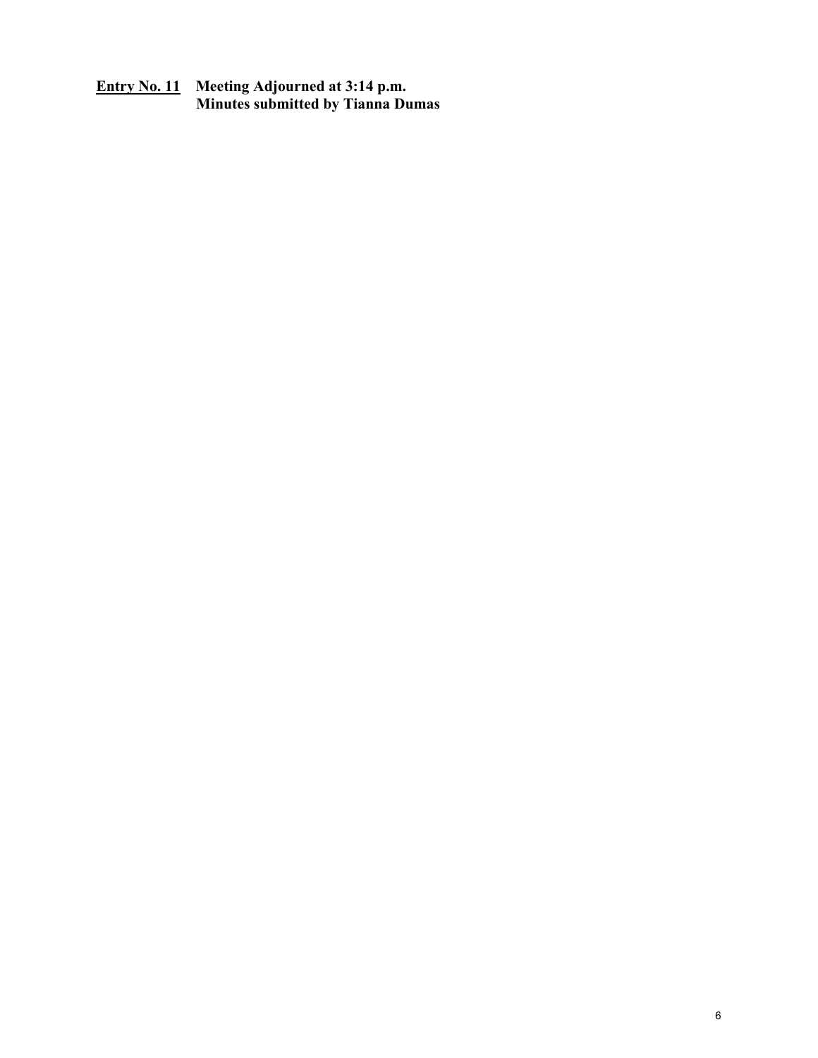<u>**Entry No. 11**</u> **Meeting Adjourned at 3:14 p.m.**
**Minutes submitted by Tianna Dumas**